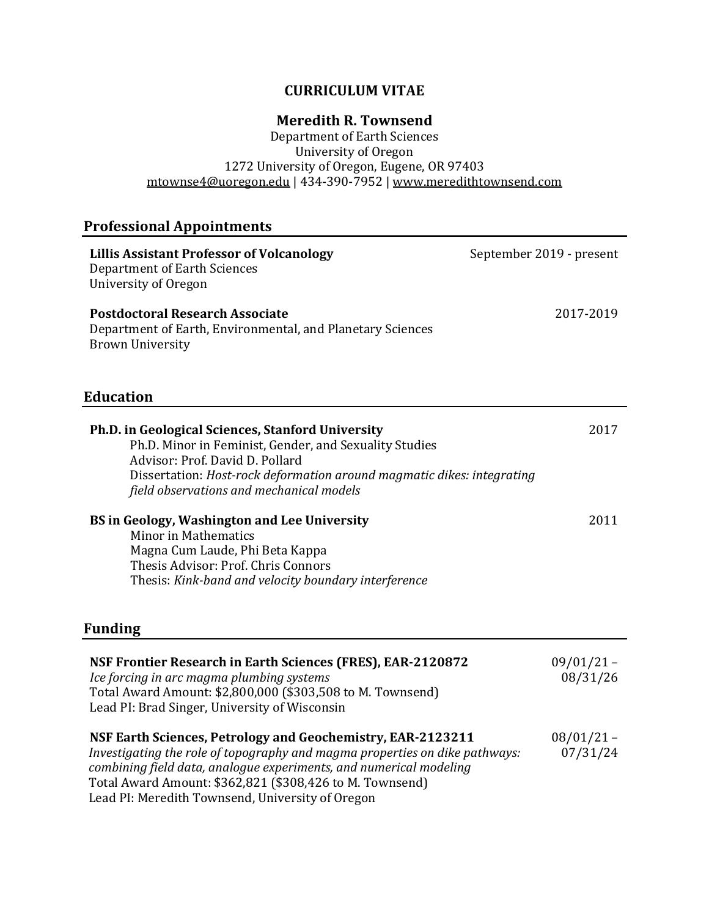# CURRICULUM VITAE

## Meredith R. Townsend

Department of Earth Sciences
University of Oregon
1272 University of Oregon, Eugene, OR 97403
mtownse4@uoregon.edu | 434-390-7952 | www.meredithtownsend.com

## Professional Appointments

**Lillis Assistant Professor of Volcanology** — September 2019 - present
Department of Earth Sciences
University of Oregon

**Postdoctoral Research Associate** — 2017-2019
Department of Earth, Environmental, and Planetary Sciences
Brown University

## Education

**Ph.D. in Geological Sciences, Stanford University** — 2017
Ph.D. Minor in Feminist, Gender, and Sexuality Studies
Advisor: Prof. David D. Pollard
Dissertation: *Host-rock deformation around magmatic dikes: integrating field observations and mechanical models*

**BS in Geology, Washington and Lee University** — 2011
Minor in Mathematics
Magna Cum Laude, Phi Beta Kappa
Thesis Advisor: Prof. Chris Connors
Thesis: *Kink-band and velocity boundary interference*

## Funding

**NSF Frontier Research in Earth Sciences (FRES), EAR-2120872** — 09/01/21 – 08/31/26
*Ice forcing in arc magma plumbing systems*
Total Award Amount: $2,800,000 ($303,508 to M. Townsend)
Lead PI: Brad Singer, University of Wisconsin

**NSF Earth Sciences, Petrology and Geochemistry, EAR-2123211** — 08/01/21 – 07/31/24
*Investigating the role of topography and magma properties on dike pathways: combining field data, analogue experiments, and numerical modeling*
Total Award Amount: $362,821 ($308,426 to M. Townsend)
Lead PI: Meredith Townsend, University of Oregon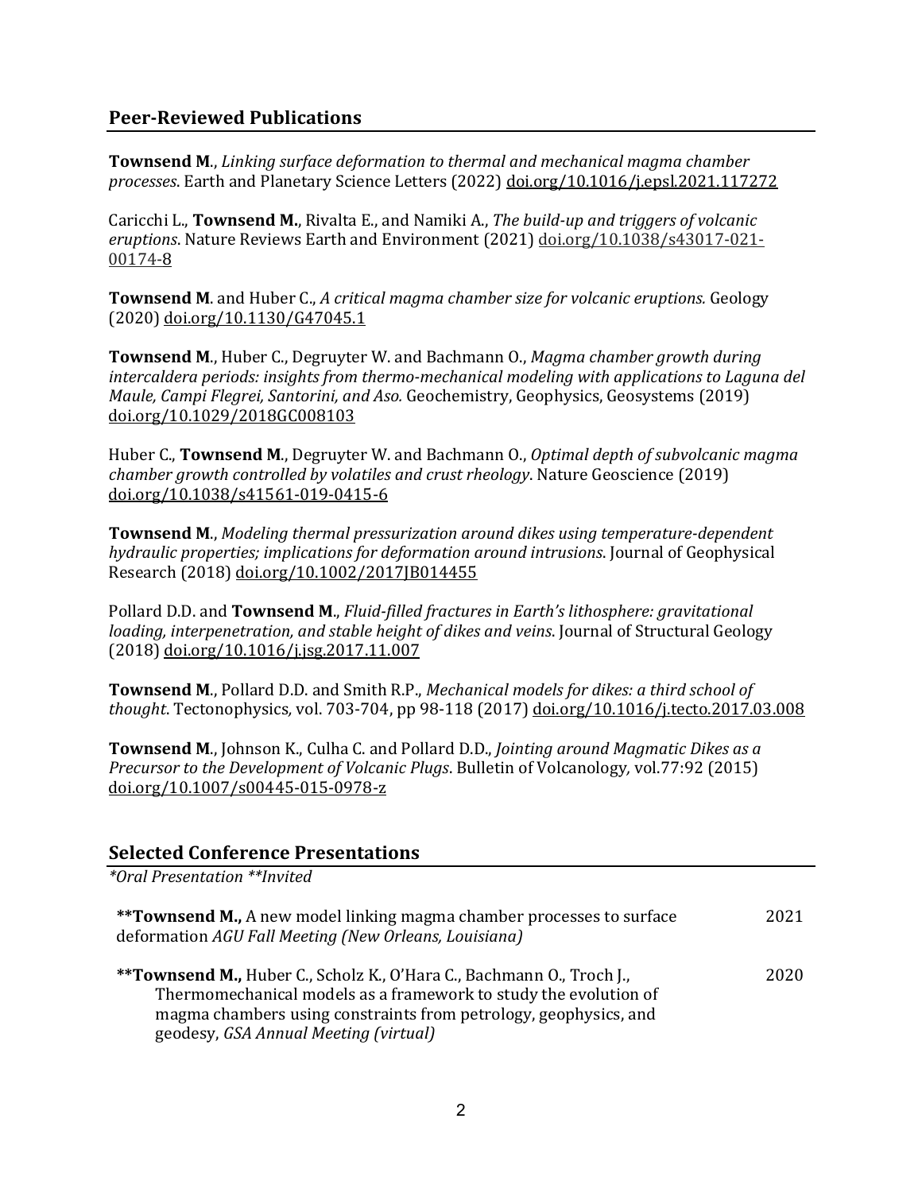## Peer-Reviewed Publications

**Townsend M**., *Linking surface deformation to thermal and mechanical magma chamber processes*. Earth and Planetary Science Letters (2022) doi.org/10.1016/j.epsl.2021.117272

Caricchi L., **Townsend M.**, Rivalta E., and Namiki A., *The build-up and triggers of volcanic eruptions*. Nature Reviews Earth and Environment (2021) doi.org/10.1038/s43017-021-00174-8

**Townsend M**. and Huber C., *A critical magma chamber size for volcanic eruptions.* Geology (2020) doi.org/10.1130/G47045.1

**Townsend M**., Huber C., Degruyter W. and Bachmann O., *Magma chamber growth during intercaldera periods: insights from thermo-mechanical modeling with applications to Laguna del Maule, Campi Flegrei, Santorini, and Aso.* Geochemistry, Geophysics, Geosystems (2019) doi.org/10.1029/2018GC008103

Huber C., **Townsend M**., Degruyter W. and Bachmann O., *Optimal depth of subvolcanic magma chamber growth controlled by volatiles and crust rheology*. Nature Geoscience (2019) doi.org/10.1038/s41561-019-0415-6

**Townsend M**., *Modeling thermal pressurization around dikes using temperature-dependent hydraulic properties; implications for deformation around intrusions*. Journal of Geophysical Research (2018) doi.org/10.1002/2017JB014455

Pollard D.D. and **Townsend M**., *Fluid-filled fractures in Earth's lithosphere: gravitational loading, interpenetration, and stable height of dikes and veins*. Journal of Structural Geology (2018) doi.org/10.1016/j.jsg.2017.11.007

**Townsend M**., Pollard D.D. and Smith R.P., *Mechanical models for dikes: a third school of thought*. Tectonophysics*,* vol. 703-704, pp 98-118 (2017) doi.org/10.1016/j.tecto.2017.03.008

**Townsend M**., Johnson K., Culha C. and Pollard D.D., *Jointing around Magmatic Dikes as a Precursor to the Development of Volcanic Plugs*. Bulletin of Volcanology*,* vol.77:92 (2015) doi.org/10.1007/s00445-015-0978-z

## Selected Conference Presentations

*\*Oral Presentation \*\*Invited*

**\*\*Townsend M.,** A new model linking magma chamber processes to surface deformation *AGU Fall Meeting (New Orleans, Louisiana)* — 2021

**\*\*Townsend M.,** Huber C., Scholz K., O'Hara C., Bachmann O., Troch J., Thermomechanical models as a framework to study the evolution of magma chambers using constraints from petrology, geophysics, and geodesy, *GSA Annual Meeting (virtual)* — 2020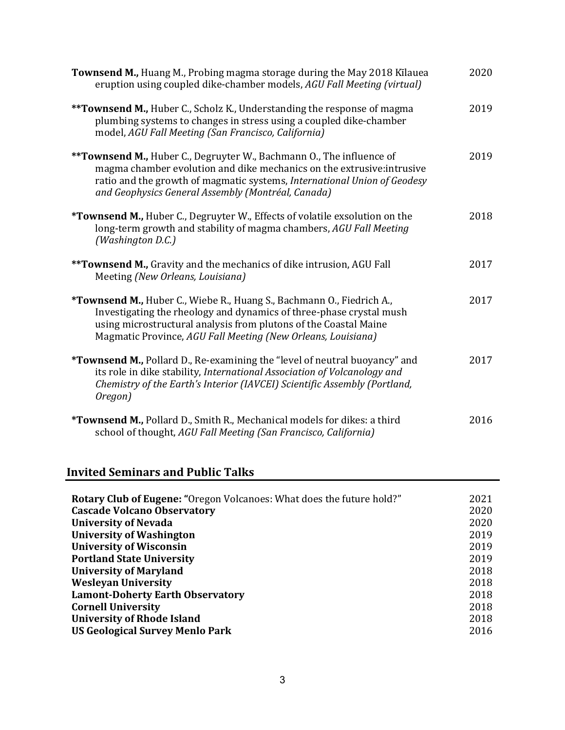**Townsend M.,** Huang M., Probing magma storage during the May 2018 Kīlauea eruption using coupled dike-chamber models, *AGU Fall Meeting (virtual)* — 2020

****Townsend M.,** Huber C., Scholz K., Understanding the response of magma plumbing systems to changes in stress using a coupled dike-chamber model, *AGU Fall Meeting (San Francisco, California)* — 2019

****Townsend M.,** Huber C., Degruyter W., Bachmann O., The influence of magma chamber evolution and dike mechanics on the extrusive:intrusive ratio and the growth of magmatic systems, *International Union of Geodesy and Geophysics General Assembly (Montréal, Canada)* — 2019

***Townsend M.,** Huber C., Degruyter W., Effects of volatile exsolution on the long-term growth and stability of magma chambers, *AGU Fall Meeting (Washington D.C.)* — 2018

****Townsend M.,** Gravity and the mechanics of dike intrusion, AGU Fall Meeting *(New Orleans, Louisiana)* — 2017

***Townsend M.,** Huber C., Wiebe R., Huang S., Bachmann O., Fiedrich A., Investigating the rheology and dynamics of three-phase crystal mush using microstructural analysis from plutons of the Coastal Maine Magmatic Province, *AGU Fall Meeting (New Orleans, Louisiana)* — 2017

***Townsend M.,** Pollard D., Re-examining the "level of neutral buoyancy" and its role in dike stability, *International Association of Volcanology and Chemistry of the Earth's Interior (IAVCEI) Scientific Assembly (Portland, Oregon)* — 2017

***Townsend M.,** Pollard D., Smith R., Mechanical models for dikes: a third school of thought, *AGU Fall Meeting (San Francisco, California)* — 2016

## Invited Seminars and Public Talks

| | |
|---|---|
| **Rotary Club of Eugene: "**Oregon Volcanoes: What does the future hold?" | 2021 |
| **Cascade Volcano Observatory** | 2020 |
| **University of Nevada** | 2020 |
| **University of Washington** | 2019 |
| **University of Wisconsin** | 2019 |
| **Portland State University** | 2019 |
| **University of Maryland** | 2018 |
| **Wesleyan University** | 2018 |
| **Lamont-Doherty Earth Observatory** | 2018 |
| **Cornell University** | 2018 |
| **University of Rhode Island** | 2018 |
| **US Geological Survey Menlo Park** | 2016 |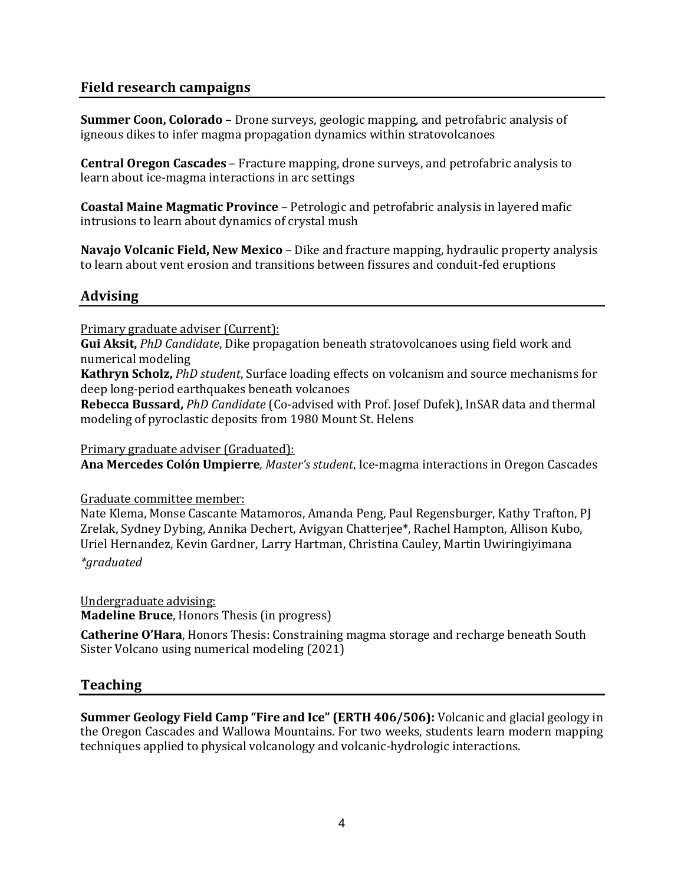## Field research campaigns

**Summer Coon, Colorado** – Drone surveys, geologic mapping, and petrofabric analysis of igneous dikes to infer magma propagation dynamics within stratovolcanoes

**Central Oregon Cascades** – Fracture mapping, drone surveys, and petrofabric analysis to learn about ice-magma interactions in arc settings

**Coastal Maine Magmatic Province** – Petrologic and petrofabric analysis in layered mafic intrusions to learn about dynamics of crystal mush

**Navajo Volcanic Field, New Mexico** – Dike and fracture mapping, hydraulic property analysis to learn about vent erosion and transitions between fissures and conduit-fed eruptions

## Advising

Primary graduate adviser (Current):
**Gui Aksit,** *PhD Candidate*, Dike propagation beneath stratovolcanoes using field work and numerical modeling
**Kathryn Scholz,** *PhD student*, Surface loading effects on volcanism and source mechanisms for deep long-period earthquakes beneath volcanoes
**Rebecca Bussard,** *PhD Candidate* (Co-advised with Prof. Josef Dufek), InSAR data and thermal modeling of pyroclastic deposits from 1980 Mount St. Helens

Primary graduate adviser (Graduated):
**Ana Mercedes Colón Umpierre***, Master's student*, Ice-magma interactions in Oregon Cascades

Graduate committee member:
Nate Klema, Monse Cascante Matamoros, Amanda Peng, Paul Regensburger, Kathy Trafton, PJ Zrelak, Sydney Dybing, Annika Dechert, Avigyan Chatterjee*, Rachel Hampton, Allison Kubo, Uriel Hernandez, Kevin Gardner, Larry Hartman, Christina Cauley, Martin Uwiringiyimana
**graduated*

Undergraduate advising:
**Madeline Bruce**, Honors Thesis (in progress)

**Catherine O'Hara**, Honors Thesis: Constraining magma storage and recharge beneath South Sister Volcano using numerical modeling (2021)

## Teaching

**Summer Geology Field Camp "Fire and Ice" (ERTH 406/506):** Volcanic and glacial geology in the Oregon Cascades and Wallowa Mountains. For two weeks, students learn modern mapping techniques applied to physical volcanology and volcanic-hydrologic interactions.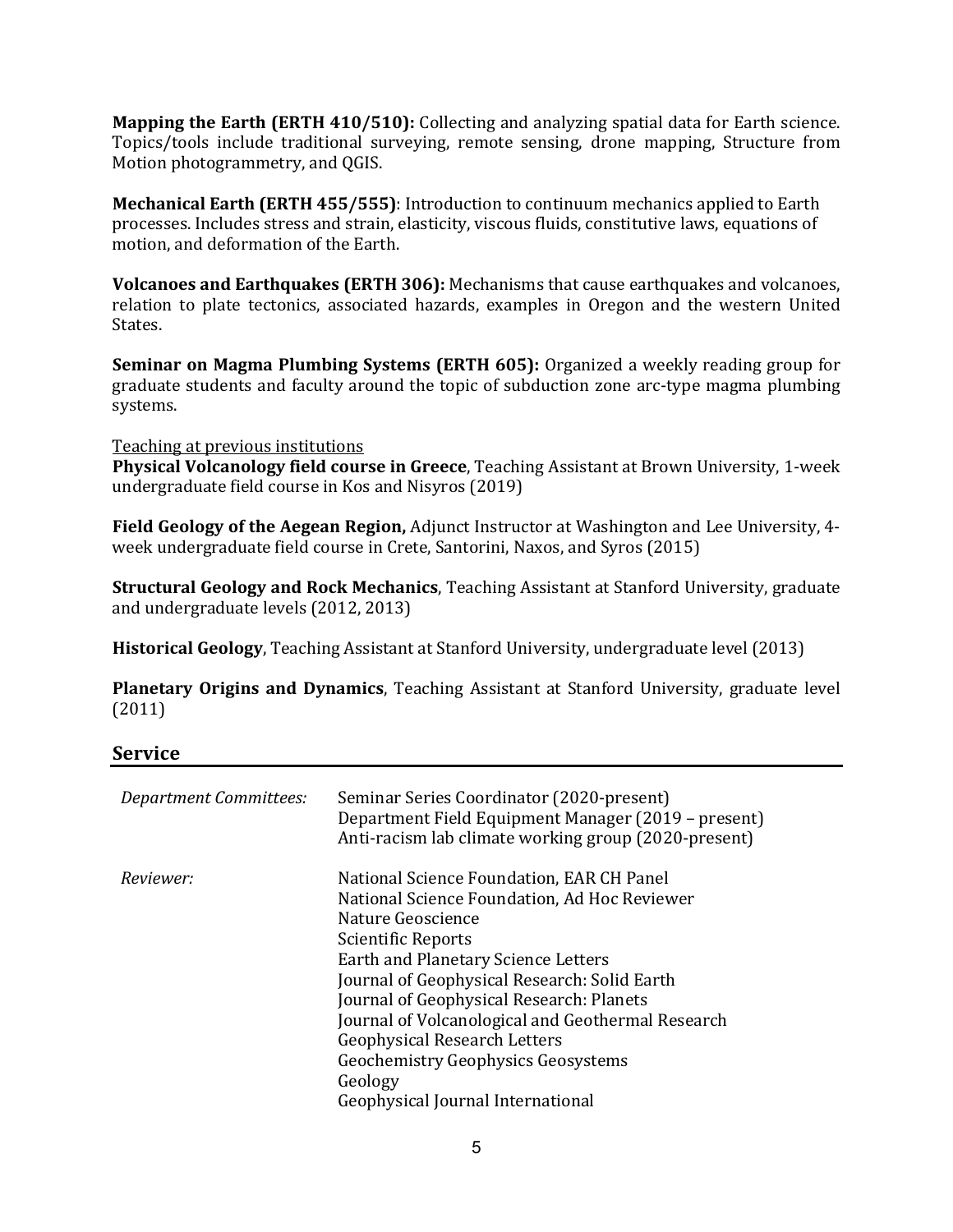**Mapping the Earth (ERTH 410/510):** Collecting and analyzing spatial data for Earth science. Topics/tools include traditional surveying, remote sensing, drone mapping, Structure from Motion photogrammetry, and QGIS.

**Mechanical Earth (ERTH 455/555)**: Introduction to continuum mechanics applied to Earth processes. Includes stress and strain, elasticity, viscous fluids, constitutive laws, equations of motion, and deformation of the Earth.

**Volcanoes and Earthquakes (ERTH 306):** Mechanisms that cause earthquakes and volcanoes, relation to plate tectonics, associated hazards, examples in Oregon and the western United States.

**Seminar on Magma Plumbing Systems (ERTH 605):** Organized a weekly reading group for graduate students and faculty around the topic of subduction zone arc-type magma plumbing systems.

<u>Teaching at previous institutions</u>

**Physical Volcanology field course in Greece**, Teaching Assistant at Brown University, 1-week undergraduate field course in Kos and Nisyros (2019)

**Field Geology of the Aegean Region,** Adjunct Instructor at Washington and Lee University, 4-week undergraduate field course in Crete, Santorini, Naxos, and Syros (2015)

**Structural Geology and Rock Mechanics**, Teaching Assistant at Stanford University, graduate and undergraduate levels (2012, 2013)

**Historical Geology**, Teaching Assistant at Stanford University, undergraduate level (2013)

**Planetary Origins and Dynamics**, Teaching Assistant at Stanford University, graduate level (2011)

## Service

*Department Committees:*
- Seminar Series Coordinator (2020-present)
- Department Field Equipment Manager (2019 – present)
- Anti-racism lab climate working group (2020-present)

*Reviewer:*
- National Science Foundation, EAR CH Panel
- National Science Foundation, Ad Hoc Reviewer
- Nature Geoscience
- Scientific Reports
- Earth and Planetary Science Letters
- Journal of Geophysical Research: Solid Earth
- Journal of Geophysical Research: Planets
- Journal of Volcanological and Geothermal Research
- Geophysical Research Letters
- Geochemistry Geophysics Geosystems
- Geology
- Geophysical Journal International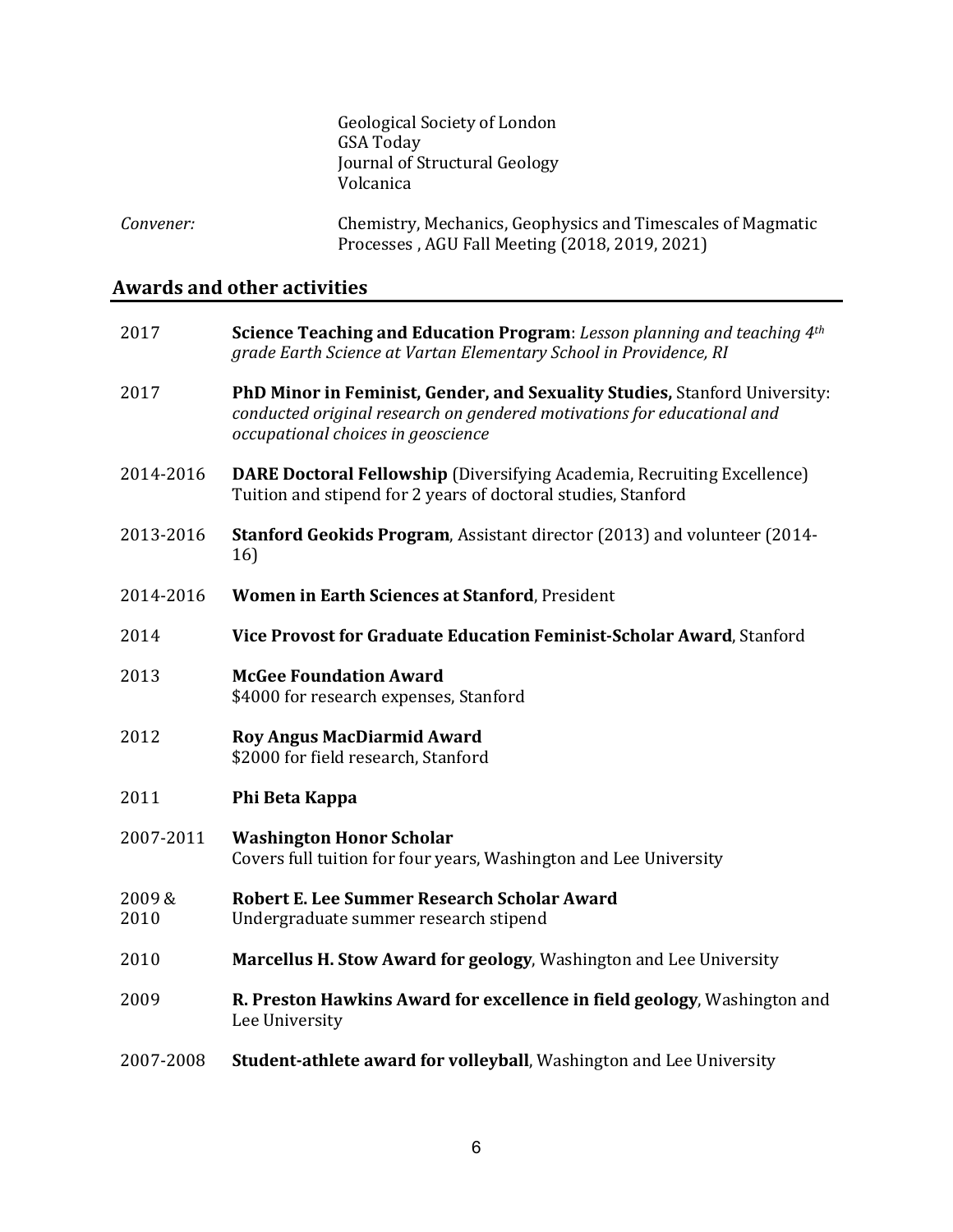| | |
|---|---|
| | Geological Society of London<br>GSA Today<br>Journal of Structural Geology<br>Volcanica |
| *Convener:* | Chemistry, Mechanics, Geophysics and Timescales of Magmatic Processes , AGU Fall Meeting (2018, 2019, 2021) |

## Awards and other activities

| | |
|---|---|
| 2017 | **Science Teaching and Education Program**: *Lesson planning and teaching 4th grade Earth Science at Vartan Elementary School in Providence, RI* |
| 2017 | **PhD Minor in Feminist, Gender, and Sexuality Studies,** Stanford University: *conducted original research on gendered motivations for educational and occupational choices in geoscience* |
| 2014-2016 | **DARE Doctoral Fellowship** (Diversifying Academia, Recruiting Excellence) Tuition and stipend for 2 years of doctoral studies, Stanford |
| 2013-2016 | **Stanford Geokids Program**, Assistant director (2013) and volunteer (2014-16) |
| 2014-2016 | **Women in Earth Sciences at Stanford**, President |
| 2014 | **Vice Provost for Graduate Education Feminist-Scholar Award**, Stanford |
| 2013 | **McGee Foundation Award**<br>$4000 for research expenses, Stanford |
| 2012 | **Roy Angus MacDiarmid Award**<br>$2000 for field research, Stanford |
| 2011 | **Phi Beta Kappa** |
| 2007-2011 | **Washington Honor Scholar**<br>Covers full tuition for four years, Washington and Lee University |
| 2009 & 2010 | **Robert E. Lee Summer Research Scholar Award**<br>Undergraduate summer research stipend |
| 2010 | **Marcellus H. Stow Award for geology**, Washington and Lee University |
| 2009 | **R. Preston Hawkins Award for excellence in field geology**, Washington and Lee University |
| 2007-2008 | **Student-athlete award for volleyball**, Washington and Lee University |